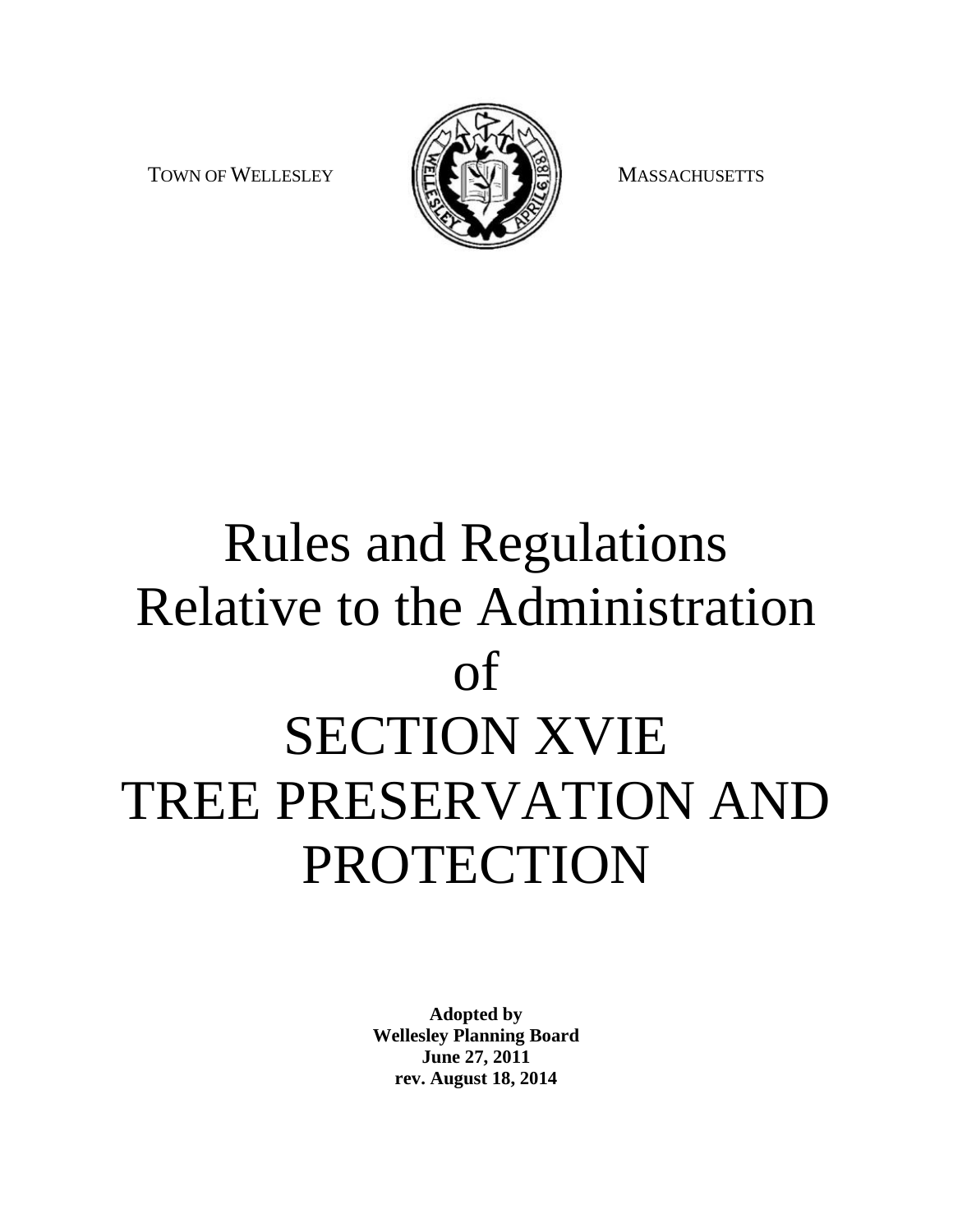TOWN OF WELLESLEY MASSACHUSETTS

# Rules and Regulations Relative to the Administration of SECTION XVIE TREE PRESERVATION AND PROTECTION

**Adopted by**
**Wellesley Planning Board**
**June 27, 2011**
**rev. August 18, 2014**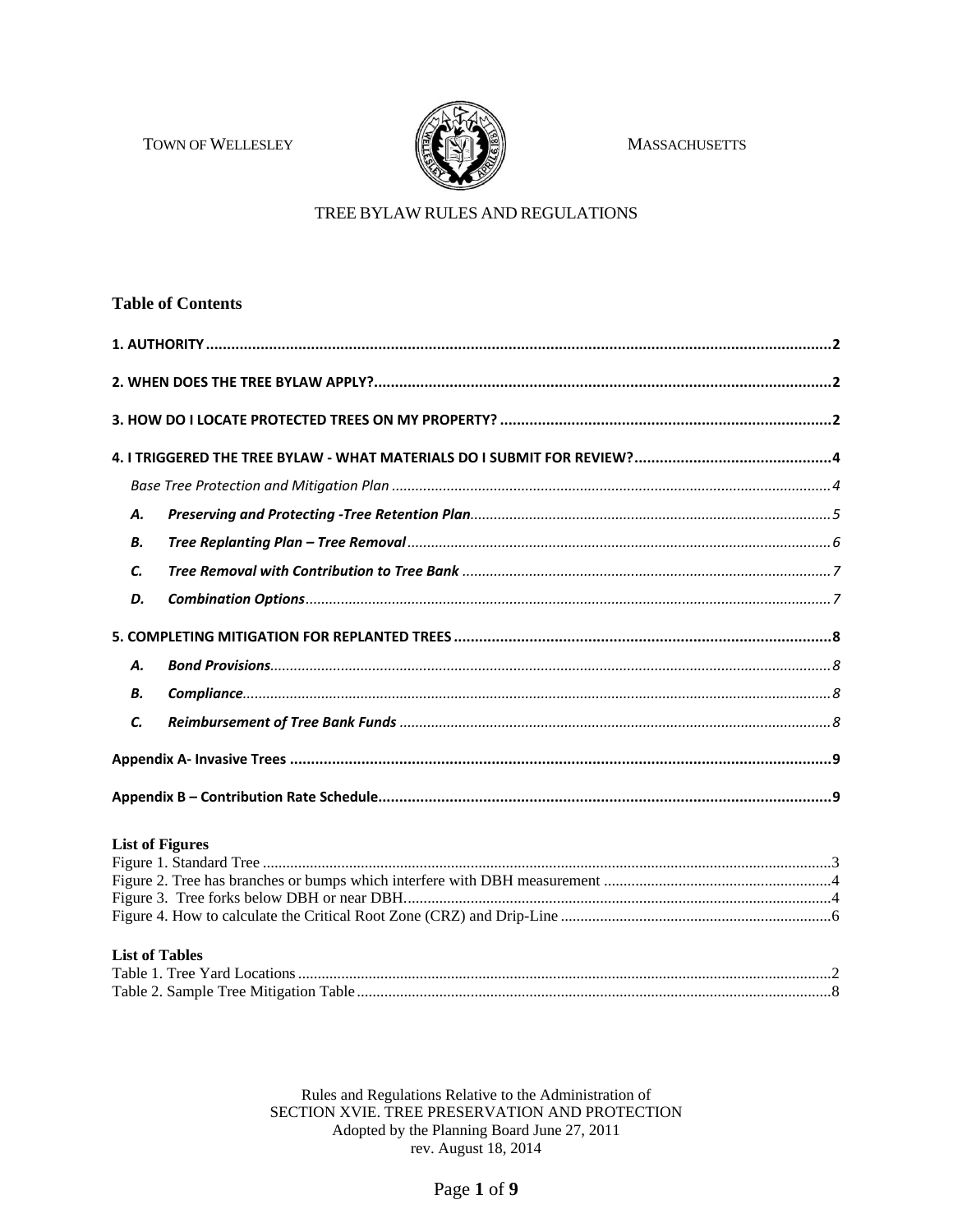TOWN OF WELLESLEY MASSACHUSETTS

TREE BYLAW RULES AND REGULATIONS

## Table of Contents

**1. AUTHORITY** .................................................. **2**

**2. WHEN DOES THE TREE BYLAW APPLY?** .................................................. **2**

**3. HOW DO I LOCATE PROTECTED TREES ON MY PROPERTY?** .................................................. **2**

**4. I TRIGGERED THE TREE BYLAW - WHAT MATERIALS DO I SUBMIT FOR REVIEW?** .................................................. **4**

- *Base Tree Protection and Mitigation Plan* .................................................. *4*
- ***A. Preserving and Protecting -Tree Retention Plan*** .................................................. *5*
- ***B. Tree Replanting Plan – Tree Removal*** .................................................. *6*
- ***C. Tree Removal with Contribution to Tree Bank*** .................................................. *7*
- ***D. Combination Options*** .................................................. *7*

**5. COMPLETING MITIGATION FOR REPLANTED TREES** .................................................. **8**

- ***A. Bond Provisions*** .................................................. *8*
- ***B. Compliance*** .................................................. *8*
- ***C. Reimbursement of Tree Bank Funds*** .................................................. *8*

**Appendix A- Invasive Trees** .................................................. **9**

**Appendix B – Contribution Rate Schedule** .................................................. **9**

**List of Figures**

Figure 1. Standard Tree .................................................. 3
Figure 2. Tree has branches or bumps which interfere with DBH measurement .................................................. 4
Figure 3. Tree forks below DBH or near DBH .................................................. 4
Figure 4. How to calculate the Critical Root Zone (CRZ) and Drip-Line .................................................. 6

**List of Tables**

Table 1. Tree Yard Locations .................................................. 2
Table 2. Sample Tree Mitigation Table .................................................. 8

Rules and Regulations Relative to the Administration of
SECTION XVIE. TREE PRESERVATION AND PROTECTION
Adopted by the Planning Board June 27, 2011
rev. August 18, 2014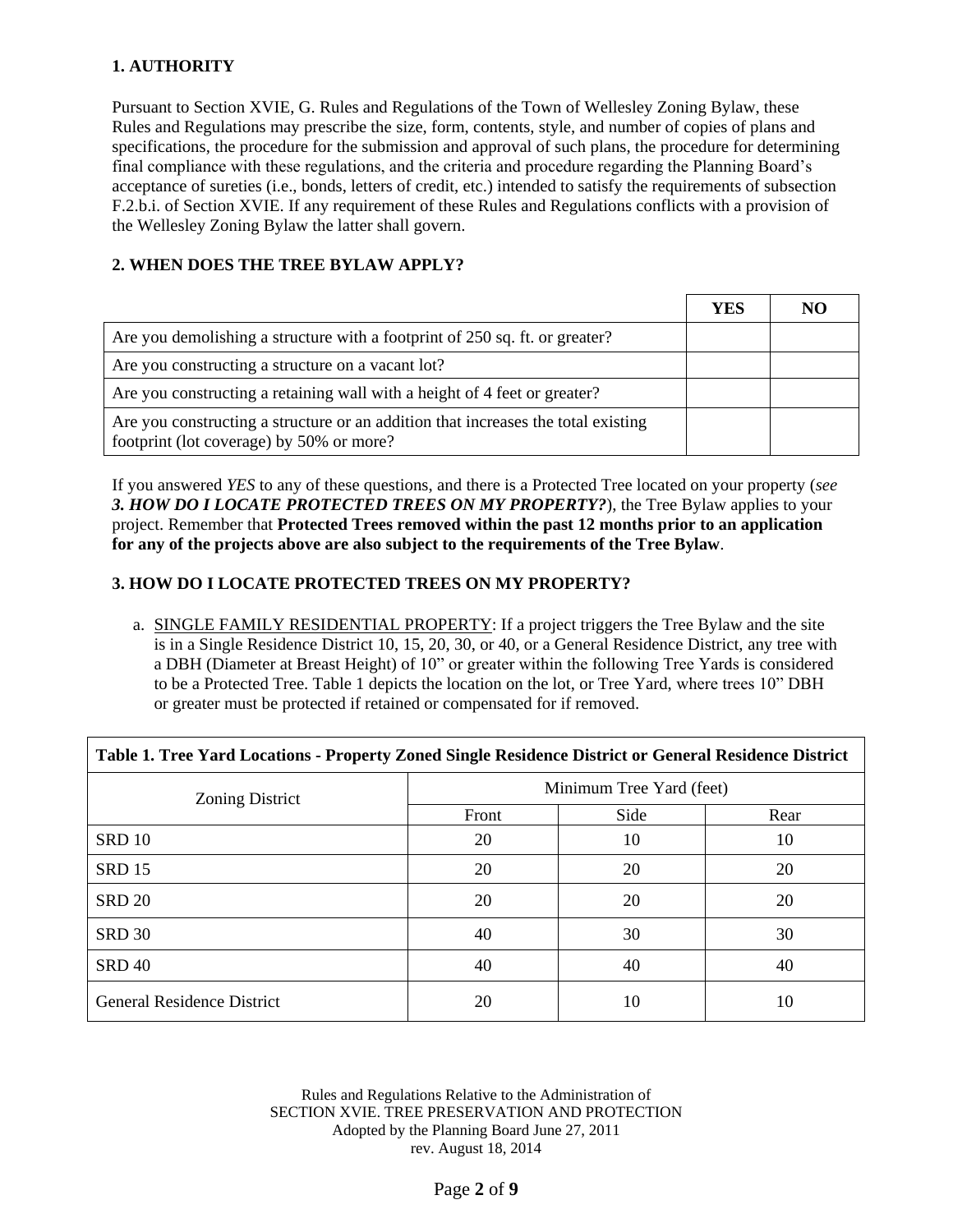## 1. AUTHORITY

Pursuant to Section XVIE, G. Rules and Regulations of the Town of Wellesley Zoning Bylaw, these Rules and Regulations may prescribe the size, form, contents, style, and number of copies of plans and specifications, the procedure for the submission and approval of such plans, the procedure for determining final compliance with these regulations, and the criteria and procedure regarding the Planning Board's acceptance of sureties (i.e., bonds, letters of credit, etc.) intended to satisfy the requirements of subsection F.2.b.i. of Section XVIE. If any requirement of these Rules and Regulations conflicts with a provision of the Wellesley Zoning Bylaw the latter shall govern.

## 2. WHEN DOES THE TREE BYLAW APPLY?

| | YES | NO |
|---|---|---|
| Are you demolishing a structure with a footprint of 250 sq. ft. or greater? | | |
| Are you constructing a structure on a vacant lot? | | |
| Are you constructing a retaining wall with a height of 4 feet or greater? | | |
| Are you constructing a structure or an addition that increases the total existing footprint (lot coverage) by 50% or more? | | |

If you answered *YES* to any of these questions, and there is a Protected Tree located on your property (*see **3. HOW DO I LOCATE PROTECTED TREES ON MY PROPERTY?***), the Tree Bylaw applies to your project. Remember that **Protected Trees removed within the past 12 months prior to an application for any of the projects above are also subject to the requirements of the Tree Bylaw**.

## 3. HOW DO I LOCATE PROTECTED TREES ON MY PROPERTY?

a. SINGLE FAMILY RESIDENTIAL PROPERTY: If a project triggers the Tree Bylaw and the site is in a Single Residence District 10, 15, 20, 30, or 40, or a General Residence District, any tree with a DBH (Diameter at Breast Height) of 10" or greater within the following Tree Yards is considered to be a Protected Tree. Table 1 depicts the location on the lot, or Tree Yard, where trees 10" DBH or greater must be protected if retained or compensated for if removed.

**Table 1. Tree Yard Locations - Property Zoned Single Residence District or General Residence District**

| Zoning District | Minimum Tree Yard (feet) | | |
|---|---|---|---|
| | Front | Side | Rear |
| SRD 10 | 20 | 10 | 10 |
| SRD 15 | 20 | 20 | 20 |
| SRD 20 | 20 | 20 | 20 |
| SRD 30 | 40 | 30 | 30 |
| SRD 40 | 40 | 40 | 40 |
| General Residence District | 20 | 10 | 10 |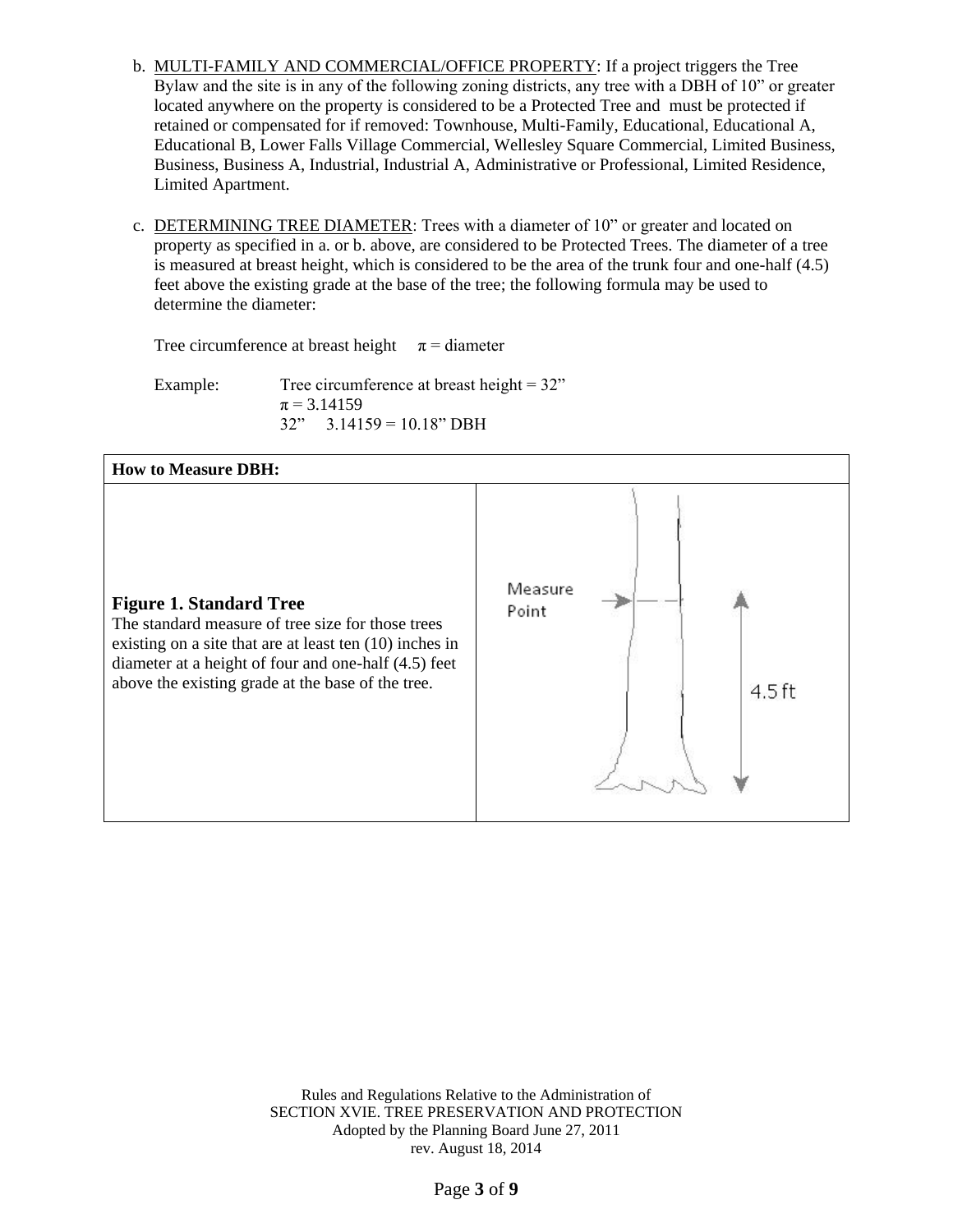b. MULTI-FAMILY AND COMMERCIAL/OFFICE PROPERTY: If a project triggers the Tree Bylaw and the site is in any of the following zoning districts, any tree with a DBH of 10" or greater located anywhere on the property is considered to be a Protected Tree and must be protected if retained or compensated for if removed: Townhouse, Multi-Family, Educational, Educational A, Educational B, Lower Falls Village Commercial, Wellesley Square Commercial, Limited Business, Business, Business A, Industrial, Industrial A, Administrative or Professional, Limited Residence, Limited Apartment.

c. DETERMINING TREE DIAMETER: Trees with a diameter of 10" or greater and located on property as specified in a. or b. above, are considered to be Protected Trees. The diameter of a tree is measured at breast height, which is considered to be the area of the trunk four and one-half (4.5) feet above the existing grade at the base of the tree; the following formula may be used to determine the diameter:

Tree circumference at breast height $\div$ $\pi$ = diameter

Example: Tree circumference at breast height = 32"
$\pi$ = 3.14159
32" $\div$ 3.14159 = 10.18" DBH

| How to Measure DBH: | |
|---|---|
| **Figure 1. Standard Tree**<br>The standard measure of tree size for those trees existing on a site that are at least ten (10) inches in diameter at a height of four and one-half (4.5) feet above the existing grade at the base of the tree. | Measure Point<br>4.5 ft |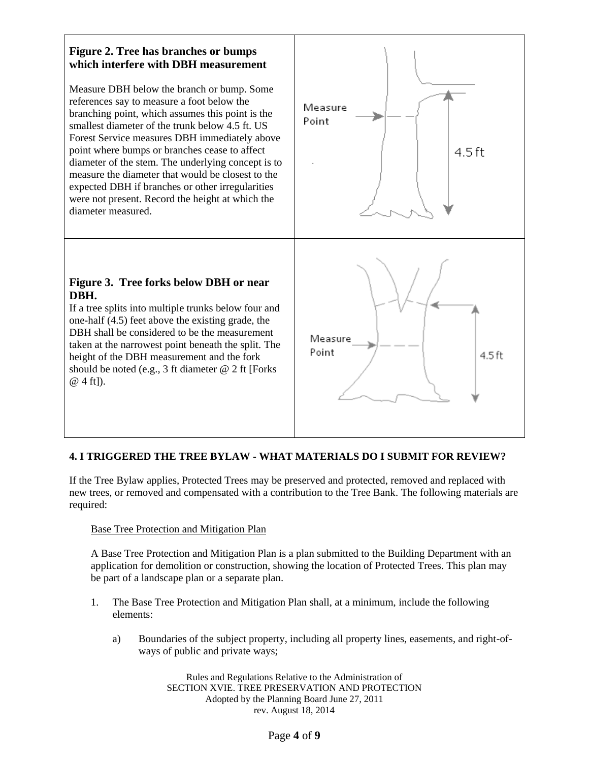| | |
|---|---|
| **Figure 2. Tree has branches or bumps which interfere with DBH measurement**<br><br>Measure DBH below the branch or bump. Some references say to measure a foot below the branching point, which assumes this point is the smallest diameter of the trunk below 4.5 ft. US Forest Service measures DBH immediately above point where bumps or branches cease to affect diameter of the stem. The underlying concept is to measure the diameter that would be closest to the expected DBH if branches or other irregularities were not present. Record the height at which the diameter measured. | Measure Point<br>4.5 ft |
| **Figure 3. Tree forks below DBH or near DBH.**<br>If a tree splits into multiple trunks below four and one-half (4.5) feet above the existing grade, the DBH shall be considered to be the measurement taken at the narrowest point beneath the split. The height of the DBH measurement and the fork should be noted (e.g., 3 ft diameter @ 2 ft [Forks @ 4 ft]). | Measure Point<br>4.5 ft |

**4. I TRIGGERED THE TREE BYLAW - WHAT MATERIALS DO I SUBMIT FOR REVIEW?**

If the Tree Bylaw applies, Protected Trees may be preserved and protected, removed and replaced with new trees, or removed and compensated with a contribution to the Tree Bank. The following materials are required:

Base Tree Protection and Mitigation Plan

A Base Tree Protection and Mitigation Plan is a plan submitted to the Building Department with an application for demolition or construction, showing the location of Protected Trees. This plan may be part of a landscape plan or a separate plan.

1. The Base Tree Protection and Mitigation Plan shall, at a minimum, include the following elements:

    a) Boundaries of the subject property, including all property lines, easements, and right-of-ways of public and private ways;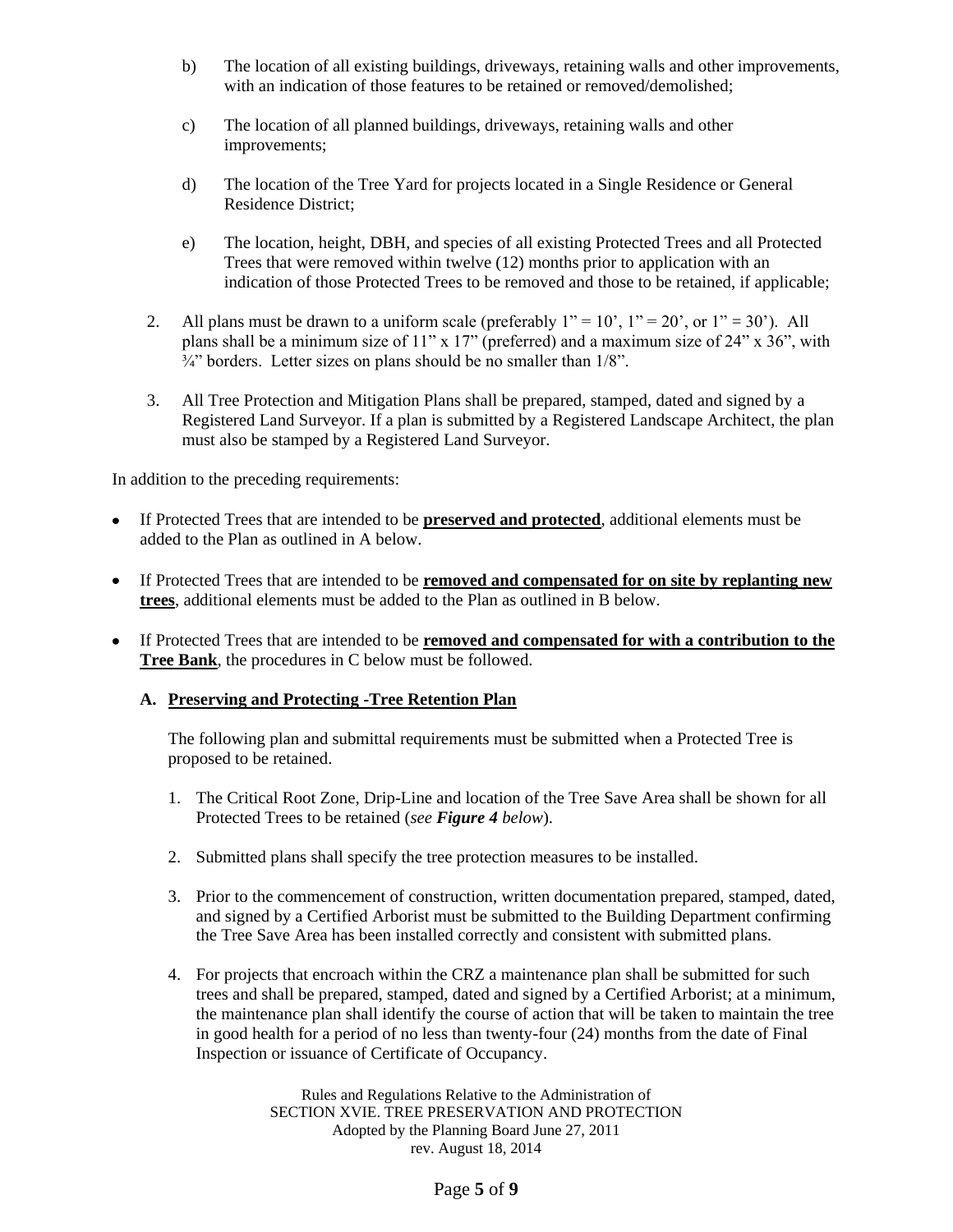b) The location of all existing buildings, driveways, retaining walls and other improvements, with an indication of those features to be retained or removed/demolished;

c) The location of all planned buildings, driveways, retaining walls and other improvements;

d) The location of the Tree Yard for projects located in a Single Residence or General Residence District;

e) The location, height, DBH, and species of all existing Protected Trees and all Protected Trees that were removed within twelve (12) months prior to application with an indication of those Protected Trees to be removed and those to be retained, if applicable;

2. All plans must be drawn to a uniform scale (preferably 1" = 10', 1" = 20', or 1" = 30'). All plans shall be a minimum size of 11" x 17" (preferred) and a maximum size of 24" x 36", with ¾" borders. Letter sizes on plans should be no smaller than 1/8".

3. All Tree Protection and Mitigation Plans shall be prepared, stamped, dated and signed by a Registered Land Surveyor. If a plan is submitted by a Registered Landscape Architect, the plan must also be stamped by a Registered Land Surveyor.

In addition to the preceding requirements:

- If Protected Trees that are intended to be **preserved and protected**, additional elements must be added to the Plan as outlined in A below.
- If Protected Trees that are intended to be **removed and compensated for on site by replanting new trees**, additional elements must be added to the Plan as outlined in B below.
- If Protected Trees that are intended to be **removed and compensated for with a contribution to the Tree Bank**, the procedures in C below must be followed.

### A. Preserving and Protecting -Tree Retention Plan

The following plan and submittal requirements must be submitted when a Protected Tree is proposed to be retained.

1. The Critical Root Zone, Drip-Line and location of the Tree Save Area shall be shown for all Protected Trees to be retained (*see **Figure 4** below*).
2. Submitted plans shall specify the tree protection measures to be installed.
3. Prior to the commencement of construction, written documentation prepared, stamped, dated, and signed by a Certified Arborist must be submitted to the Building Department confirming the Tree Save Area has been installed correctly and consistent with submitted plans.
4. For projects that encroach within the CRZ a maintenance plan shall be submitted for such trees and shall be prepared, stamped, dated and signed by a Certified Arborist; at a minimum, the maintenance plan shall identify the course of action that will be taken to maintain the tree in good health for a period of no less than twenty-four (24) months from the date of Final Inspection or issuance of Certificate of Occupancy.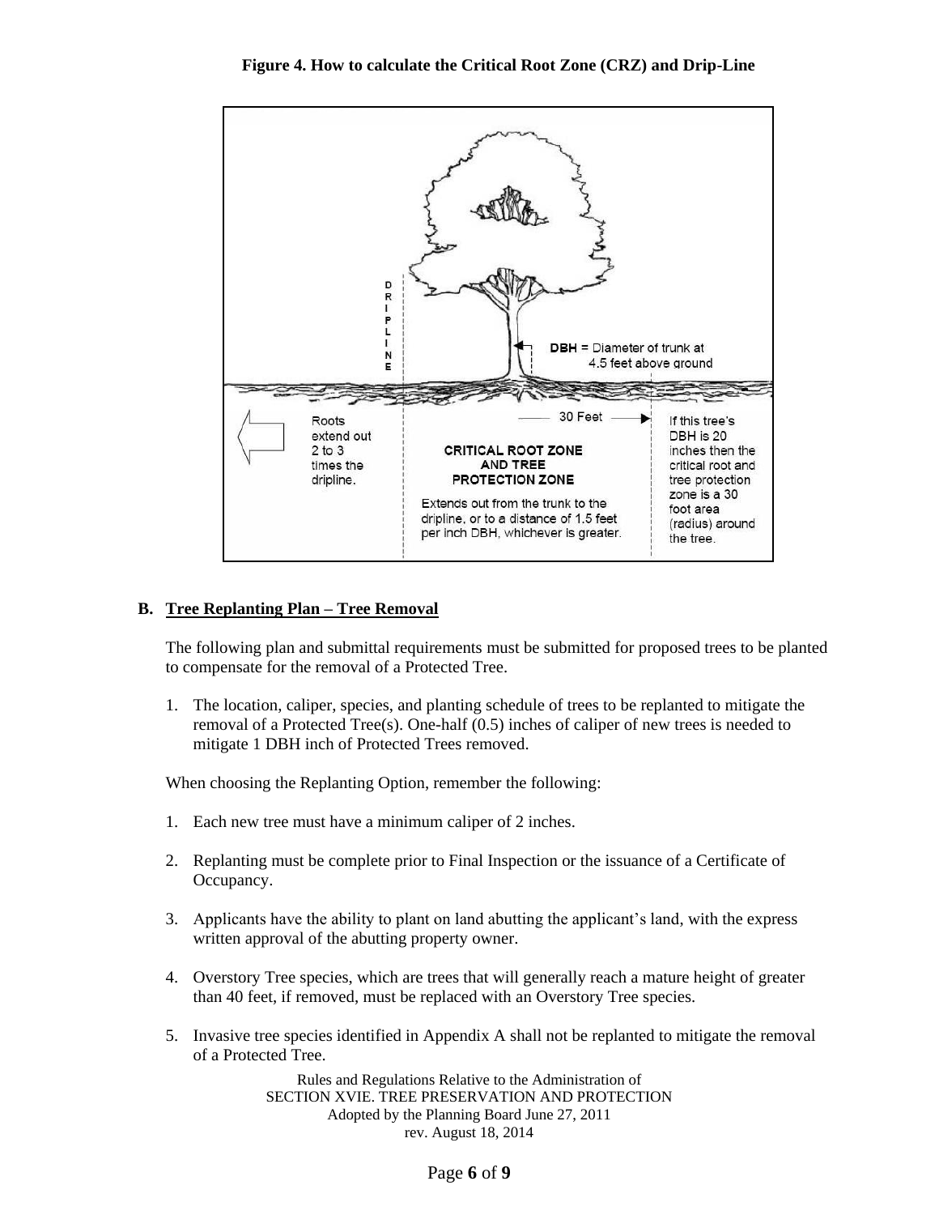**Figure 4. How to calculate the Critical Root Zone (CRZ) and Drip-Line**

DRIPLINE

DBH = Diameter of trunk at 4.5 feet above ground

Roots extend out 2 to 3 times the dripline.

30 Feet

CRITICAL ROOT ZONE AND TREE PROTECTION ZONE

Extends out from the trunk to the dripline, or to a distance of 1.5 feet per inch DBH, whichever is greater.

If this tree's DBH is 20 inches then the critical root and tree protection zone is a 30 foot area (radius) around the tree.

**B. <u>Tree Replanting Plan – Tree Removal</u>**

The following plan and submittal requirements must be submitted for proposed trees to be planted to compensate for the removal of a Protected Tree.

1. The location, caliper, species, and planting schedule of trees to be replanted to mitigate the removal of a Protected Tree(s). One-half (0.5) inches of caliper of new trees is needed to mitigate 1 DBH inch of Protected Trees removed.

When choosing the Replanting Option, remember the following:

1. Each new tree must have a minimum caliper of 2 inches.

2. Replanting must be complete prior to Final Inspection or the issuance of a Certificate of Occupancy.

3. Applicants have the ability to plant on land abutting the applicant's land, with the express written approval of the abutting property owner.

4. Overstory Tree species, which are trees that will generally reach a mature height of greater than 40 feet, if removed, must be replaced with an Overstory Tree species.

5. Invasive tree species identified in Appendix A shall not be replanted to mitigate the removal of a Protected Tree.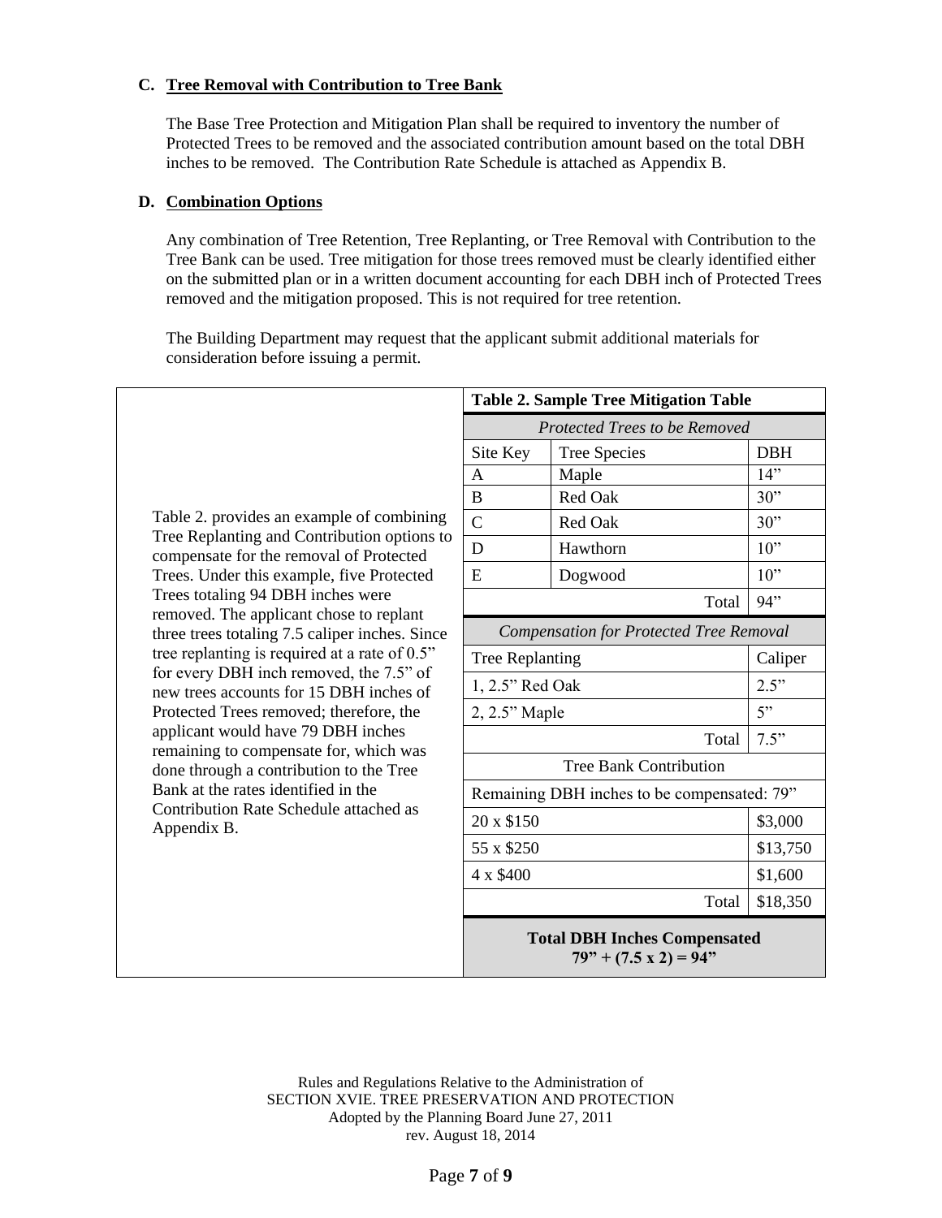### C. Tree Removal with Contribution to Tree Bank

The Base Tree Protection and Mitigation Plan shall be required to inventory the number of Protected Trees to be removed and the associated contribution amount based on the total DBH inches to be removed. The Contribution Rate Schedule is attached as Appendix B.

### D. Combination Options

Any combination of Tree Retention, Tree Replanting, or Tree Removal with Contribution to the Tree Bank can be used. Tree mitigation for those trees removed must be clearly identified either on the submitted plan or in a written document accounting for each DBH inch of Protected Trees removed and the mitigation proposed. This is not required for tree retention.

The Building Department may request that the applicant submit additional materials for consideration before issuing a permit.

Table 2. provides an example of combining Tree Replanting and Contribution options to compensate for the removal of Protected Trees. Under this example, five Protected Trees totaling 94 DBH inches were removed. The applicant chose to replant three trees totaling 7.5 caliper inches. Since tree replanting is required at a rate of 0.5" for every DBH inch removed, the 7.5" of new trees accounts for 15 DBH inches of Protected Trees removed; therefore, the applicant would have 79 DBH inches remaining to compensate for, which was done through a contribution to the Tree Bank at the rates identified in the Contribution Rate Schedule attached as Appendix B.

**Table 2. Sample Tree Mitigation Table**

| *Protected Trees to be Removed* | | |
|---|---|---|
| Site Key | Tree Species | DBH |
| A | Maple | 14" |
| B | Red Oak | 30" |
| C | Red Oak | 30" |
| D | Hawthorn | 10" |
| E | Dogwood | 10" |
| | Total | 94" |
| *Compensation for Protected Tree Removal* | | |
| Tree Replanting | | Caliper |
| 1, 2.5" Red Oak | | 2.5" |
| 2, 2.5" Maple | | 5" |
| | Total | 7.5" |
| Tree Bank Contribution | | |
| Remaining DBH inches to be compensated: 79" | | |
| 20 x $150 | | $3,000 |
| 55 x $250 | | $13,750 |
| 4 x $400 | | $1,600 |
| | Total | $18,350 |
| **Total DBH Inches Compensated 79" + (7.5 x 2) = 94"** | | |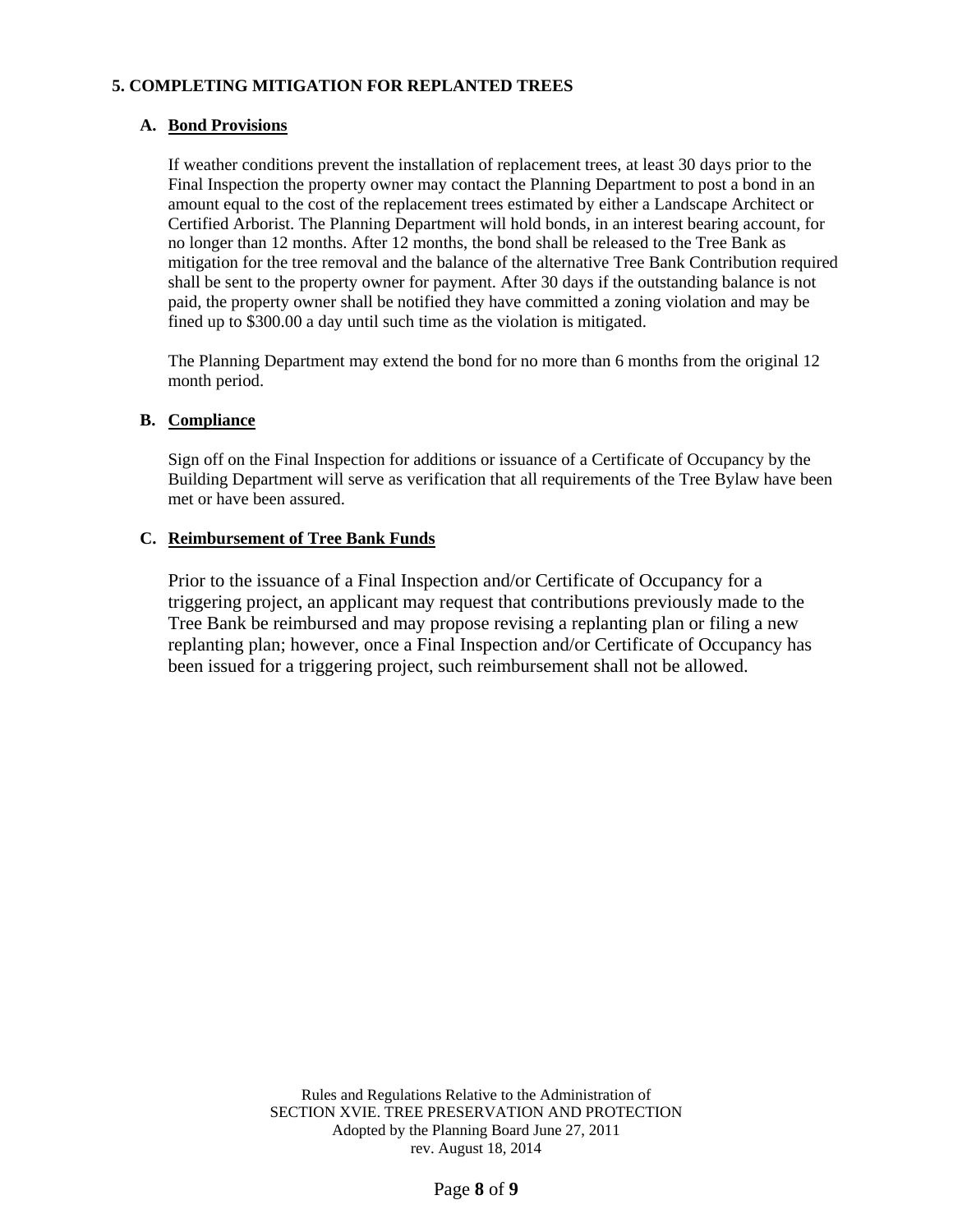## 5. COMPLETING MITIGATION FOR REPLANTED TREES

### A. Bond Provisions

If weather conditions prevent the installation of replacement trees, at least 30 days prior to the Final Inspection the property owner may contact the Planning Department to post a bond in an amount equal to the cost of the replacement trees estimated by either a Landscape Architect or Certified Arborist. The Planning Department will hold bonds, in an interest bearing account, for no longer than 12 months. After 12 months, the bond shall be released to the Tree Bank as mitigation for the tree removal and the balance of the alternative Tree Bank Contribution required shall be sent to the property owner for payment. After 30 days if the outstanding balance is not paid, the property owner shall be notified they have committed a zoning violation and may be fined up to $300.00 a day until such time as the violation is mitigated.

The Planning Department may extend the bond for no more than 6 months from the original 12 month period.

### B. Compliance

Sign off on the Final Inspection for additions or issuance of a Certificate of Occupancy by the Building Department will serve as verification that all requirements of the Tree Bylaw have been met or have been assured.

### C. Reimbursement of Tree Bank Funds

Prior to the issuance of a Final Inspection and/or Certificate of Occupancy for a triggering project, an applicant may request that contributions previously made to the Tree Bank be reimbursed and may propose revising a replanting plan or filing a new replanting plan; however, once a Final Inspection and/or Certificate of Occupancy has been issued for a triggering project, such reimbursement shall not be allowed.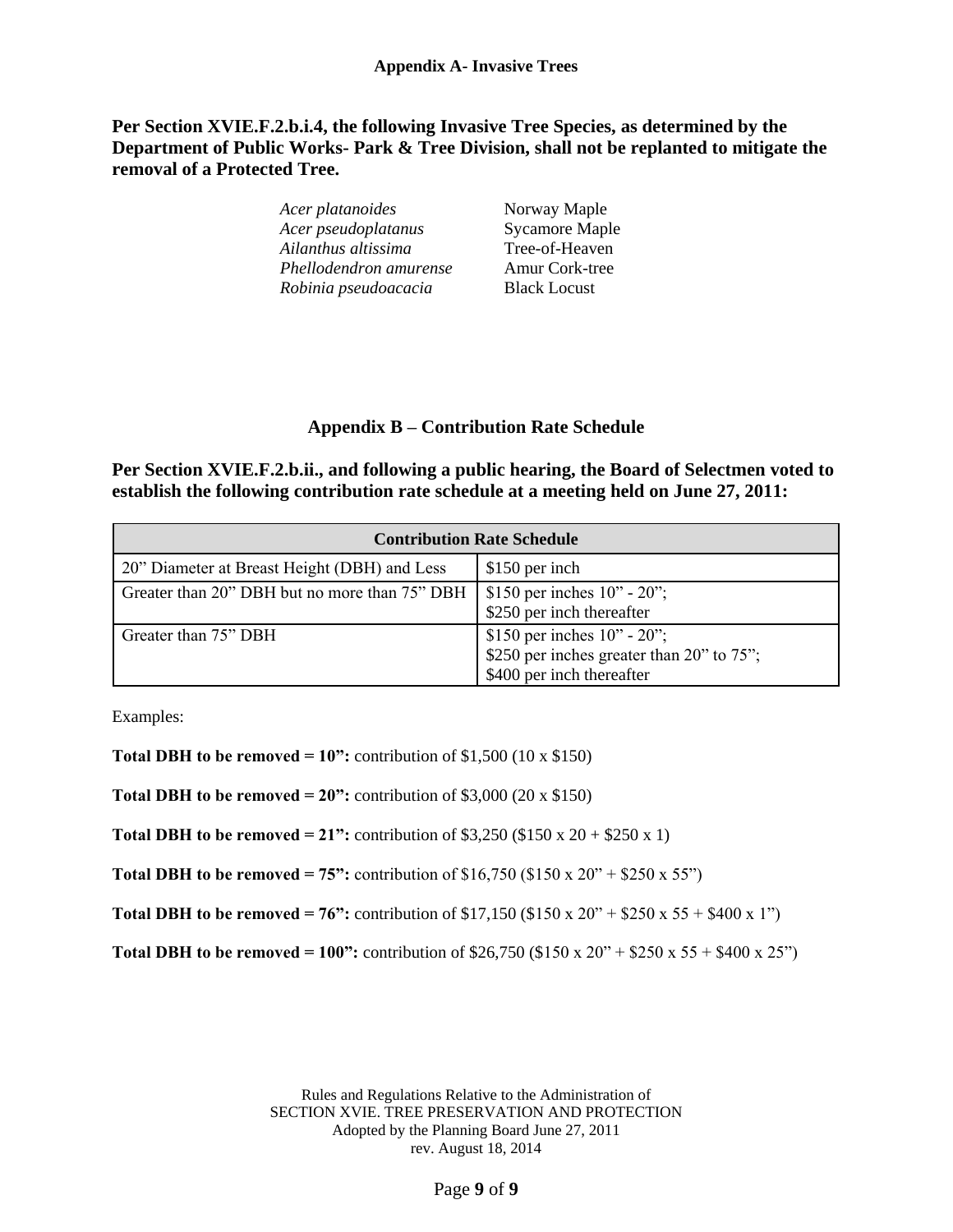## Appendix A- Invasive Trees

**Per Section XVIE.F.2.b.i.4, the following Invasive Tree Species, as determined by the Department of Public Works- Park & Tree Division, shall not be replanted to mitigate the removal of a Protected Tree.**

| | |
|---|---|
| *Acer platanoides* | Norway Maple |
| *Acer pseudoplatanus* | Sycamore Maple |
| *Ailanthus altissima* | Tree-of-Heaven |
| *Phellodendron amurense* | Amur Cork-tree |
| *Robinia pseudoacacia* | Black Locust |

## Appendix B – Contribution Rate Schedule

**Per Section XVIE.F.2.b.ii., and following a public hearing, the Board of Selectmen voted to establish the following contribution rate schedule at a meeting held on June 27, 2011:**

| **Contribution Rate Schedule** | |
|---|---|
| 20" Diameter at Breast Height (DBH) and Less | $150 per inch |
| Greater than 20" DBH but no more than 75" DBH | $150 per inches 10" - 20";<br>$250 per inch thereafter |
| Greater than 75" DBH | $150 per inches 10" - 20";<br>$250 per inches greater than 20" to 75";<br>$400 per inch thereafter |

Examples:

**Total DBH to be removed = 10":** contribution of $1,500 (10 x $150)

**Total DBH to be removed = 20":** contribution of $3,000 (20 x $150)

**Total DBH to be removed = 21":** contribution of $3,250 ($150 x 20 + $250 x 1)

**Total DBH to be removed = 75":** contribution of $16,750 ($150 x 20" + $250 x 55")

**Total DBH to be removed = 76":** contribution of $17,150 ($150 x 20" + $250 x 55 + $400 x 1")

**Total DBH to be removed = 100":** contribution of $26,750 ($150 x 20" + $250 x 55 + $400 x 25")